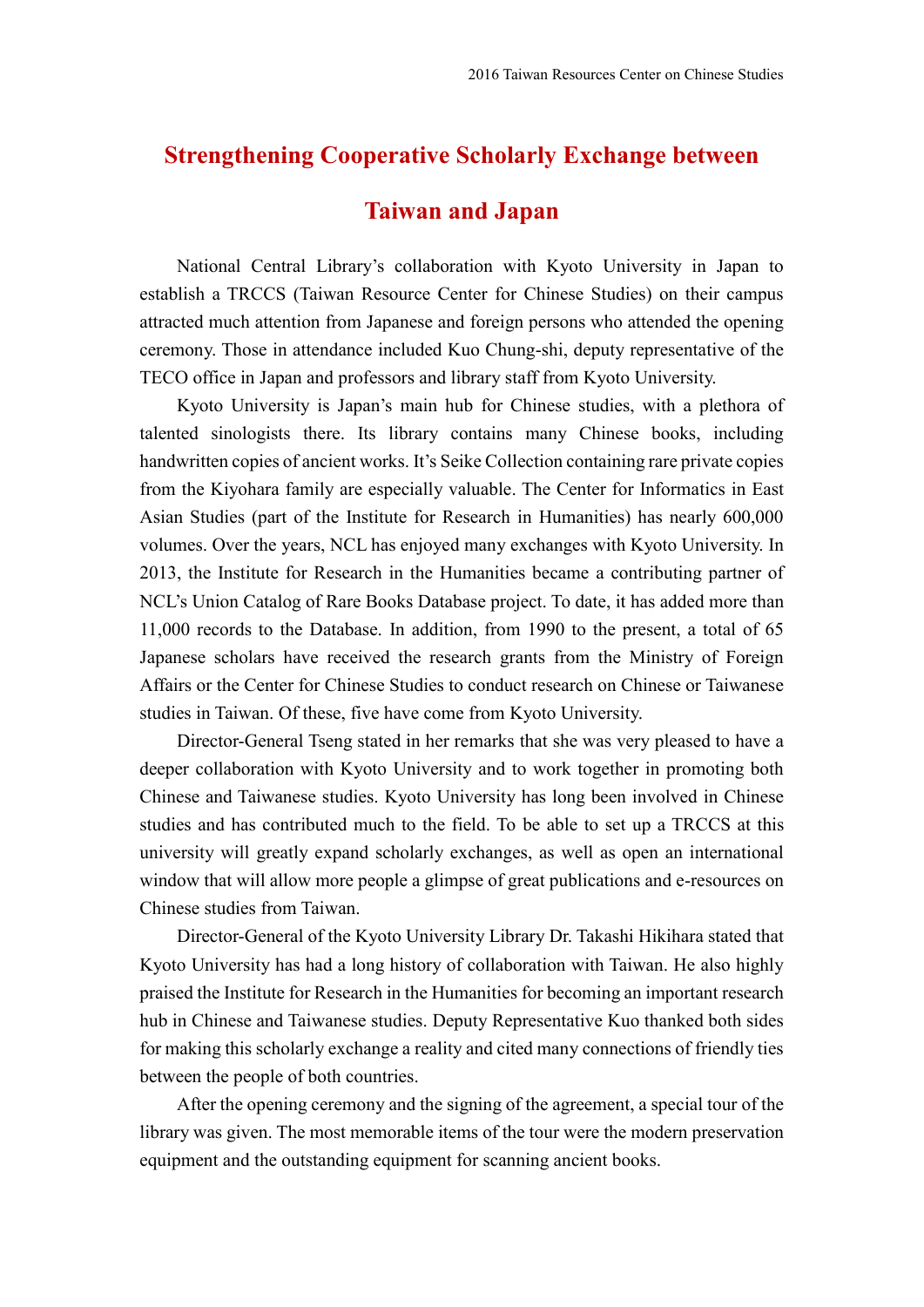# Strengthening Cooperative Scholarly Exchange between Taiwan and Japan

National Central Library's collaboration with Kyoto University in Japan to establish a TRCCS (Taiwan Resource Center for Chinese Studies) on their campus attracted much attention from Japanese and foreign persons who attended the opening ceremony. Those in attendance included Kuo Chung-shi, deputy representative of the TECO office in Japan and professors and library staff from Kyoto University.

Kyoto University is Japan's main hub for Chinese studies, with a plethora of talented sinologists there. Its library contains many Chinese books, including handwritten copies of ancient works. It's Seike Collection containing rare private copies from the Kiyohara family are especially valuable. The Center for Informatics in East Asian Studies (part of the Institute for Research in Humanities) has nearly 600,000 volumes. Over the years, NCL has enjoyed many exchanges with Kyoto University. In 2013, the Institute for Research in the Humanities became a contributing partner of NCL's Union Catalog of Rare Books Database project. To date, it has added more than 11,000 records to the Database. In addition, from 1990 to the present, a total of 65 Japanese scholars have received the research grants from the Ministry of Foreign Affairs or the Center for Chinese Studies to conduct research on Chinese or Taiwanese studies in Taiwan. Of these, five have come from Kyoto University.

Director-General Tseng stated in her remarks that she was very pleased to have a deeper collaboration with Kyoto University and to work together in promoting both Chinese and Taiwanese studies. Kyoto University has long been involved in Chinese studies and has contributed much to the field. To be able to set up a TRCCS at this university will greatly expand scholarly exchanges, as well as open an international window that will allow more people a glimpse of great publications and e-resources on Chinese studies from Taiwan.

Director-General of the Kyoto University Library Dr. Takashi Hikihara stated that Kyoto University has had a long history of collaboration with Taiwan. He also highly praised the Institute for Research in the Humanities for becoming an important research hub in Chinese and Taiwanese studies. Deputy Representative Kuo thanked both sides for making this scholarly exchange a reality and cited many connections of friendly ties between the people of both countries.

After the opening ceremony and the signing of the agreement, a special tour of the library was given. The most memorable items of the tour were the modern preservation equipment and the outstanding equipment for scanning ancient books.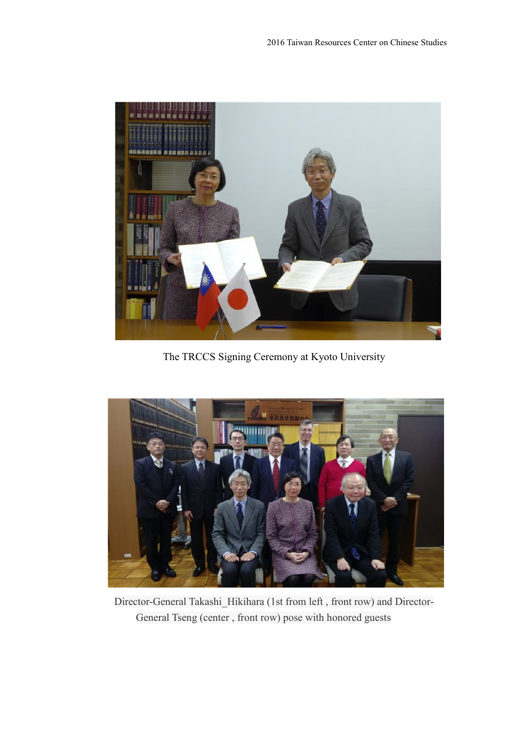The TRCCS Signing Ceremony at Kyoto University

Director-General Takashi_Hikihara (1st from left , front row) and Director-General Tseng (center , front row) pose with honored guests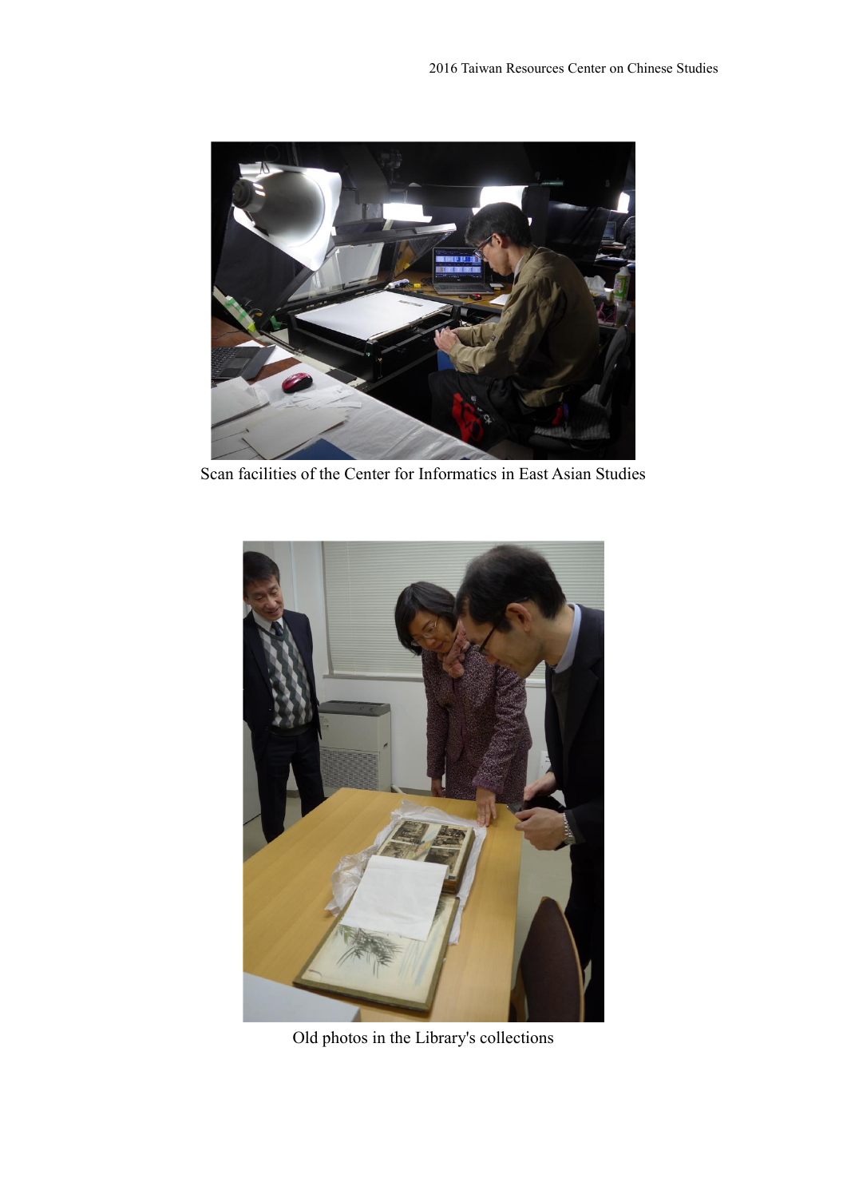Scan facilities of the Center for Informatics in East Asian Studies

Old photos in the Library's collections